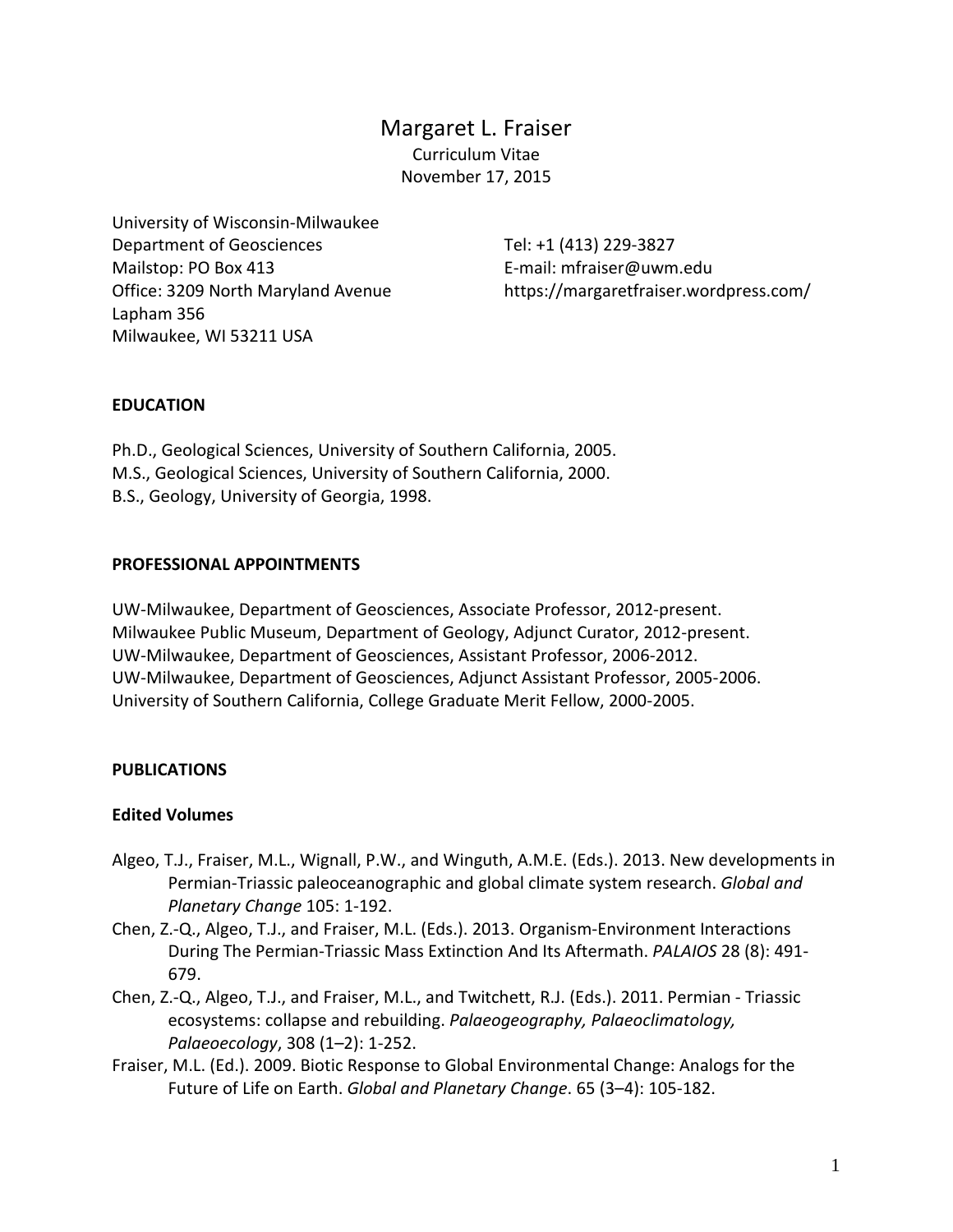# Margaret L. Fraiser

Curriculum Vitae
November 17, 2015

University of Wisconsin-Milwaukee
Department of Geosciences
Mailstop: PO Box 413
Office: 3209 North Maryland Avenue
Lapham 356
Milwaukee, WI 53211 USA

Tel: +1 (413) 229-3827
E-mail: mfraiser@uwm.edu
https://margaretfraiser.wordpress.com/

## EDUCATION

Ph.D., Geological Sciences, University of Southern California, 2005.
M.S., Geological Sciences, University of Southern California, 2000.
B.S., Geology, University of Georgia, 1998.

## PROFESSIONAL APPOINTMENTS

UW-Milwaukee, Department of Geosciences, Associate Professor, 2012-present.
Milwaukee Public Museum, Department of Geology, Adjunct Curator, 2012-present.
UW-Milwaukee, Department of Geosciences, Assistant Professor, 2006-2012.
UW-Milwaukee, Department of Geosciences, Adjunct Assistant Professor, 2005-2006.
University of Southern California, College Graduate Merit Fellow, 2000-2005.

## PUBLICATIONS

### Edited Volumes

Algeo, T.J., Fraiser, M.L., Wignall, P.W., and Winguth, A.M.E. (Eds.). 2013. New developments in Permian-Triassic paleoceanographic and global climate system research. *Global and Planetary Change* 105: 1-192.

Chen, Z.-Q., Algeo, T.J., and Fraiser, M.L. (Eds.). 2013. Organism-Environment Interactions During The Permian-Triassic Mass Extinction And Its Aftermath. *PALAIOS* 28 (8): 491-679.

Chen, Z.-Q., Algeo, T.J., and Fraiser, M.L., and Twitchett, R.J. (Eds.). 2011. Permian - Triassic ecosystems: collapse and rebuilding. *Palaeogeography, Palaeoclimatology, Palaeoecology*, 308 (1–2): 1-252.

Fraiser, M.L. (Ed.). 2009. Biotic Response to Global Environmental Change: Analogs for the Future of Life on Earth. *Global and Planetary Change*. 65 (3–4): 105-182.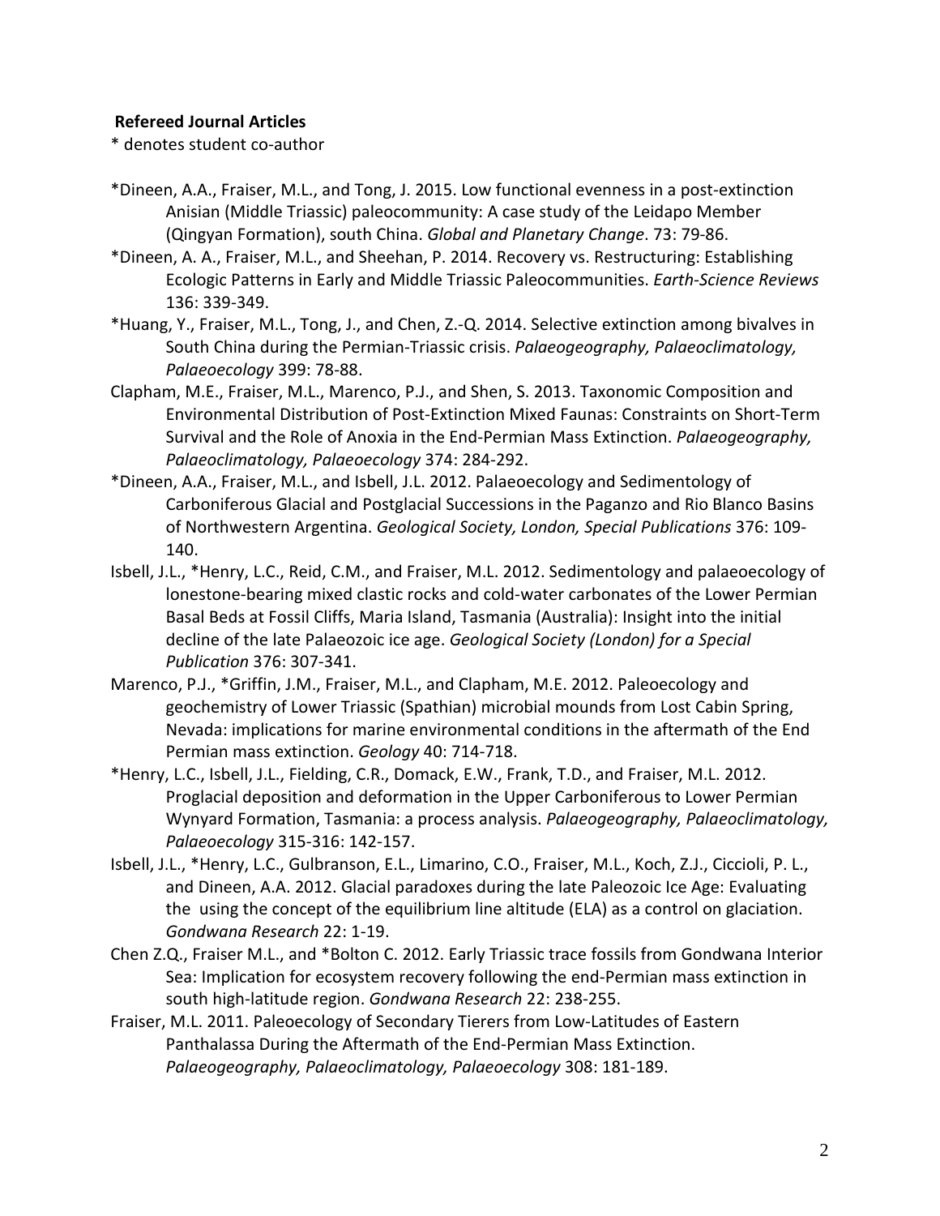**Refereed Journal Articles**

* denotes student co-author

*Dineen, A.A., Fraiser, M.L., and Tong, J. 2015. Low functional evenness in a post-extinction Anisian (Middle Triassic) paleocommunity: A case study of the Leidapo Member (Qingyan Formation), south China. *Global and Planetary Change*. 73: 79-86.

*Dineen, A. A., Fraiser, M.L., and Sheehan, P. 2014. Recovery vs. Restructuring: Establishing Ecologic Patterns in Early and Middle Triassic Paleocommunities. *Earth-Science Reviews* 136: 339-349.

*Huang, Y., Fraiser, M.L., Tong, J., and Chen, Z.-Q. 2014. Selective extinction among bivalves in South China during the Permian-Triassic crisis. *Palaeogeography, Palaeoclimatology, Palaeoecology* 399: 78-88.

Clapham, M.E., Fraiser, M.L., Marenco, P.J., and Shen, S. 2013. Taxonomic Composition and Environmental Distribution of Post-Extinction Mixed Faunas: Constraints on Short-Term Survival and the Role of Anoxia in the End-Permian Mass Extinction. *Palaeogeography, Palaeoclimatology, Palaeoecology* 374: 284-292.

*Dineen, A.A., Fraiser, M.L., and Isbell, J.L. 2012. Palaeoecology and Sedimentology of Carboniferous Glacial and Postglacial Successions in the Paganzo and Rio Blanco Basins of Northwestern Argentina. *Geological Society, London, Special Publications* 376: 109-140.

Isbell, J.L., *Henry, L.C., Reid, C.M., and Fraiser, M.L. 2012. Sedimentology and palaeoecology of lonestone-bearing mixed clastic rocks and cold-water carbonates of the Lower Permian Basal Beds at Fossil Cliffs, Maria Island, Tasmania (Australia): Insight into the initial decline of the late Palaeozoic ice age. *Geological Society (London) for a Special Publication* 376: 307-341.

Marenco, P.J., *Griffin, J.M., Fraiser, M.L., and Clapham, M.E. 2012. Paleoecology and geochemistry of Lower Triassic (Spathian) microbial mounds from Lost Cabin Spring, Nevada: implications for marine environmental conditions in the aftermath of the End Permian mass extinction. *Geology* 40: 714-718.

*Henry, L.C., Isbell, J.L., Fielding, C.R., Domack, E.W., Frank, T.D., and Fraiser, M.L. 2012. Proglacial deposition and deformation in the Upper Carboniferous to Lower Permian Wynyard Formation, Tasmania: a process analysis. *Palaeogeography, Palaeoclimatology, Palaeoecology* 315-316: 142-157.

Isbell, J.L., *Henry, L.C., Gulbranson, E.L., Limarino, C.O., Fraiser, M.L., Koch, Z.J., Ciccioli, P. L., and Dineen, A.A. 2012. Glacial paradoxes during the late Paleozoic Ice Age: Evaluating the using the concept of the equilibrium line altitude (ELA) as a control on glaciation. *Gondwana Research* 22: 1-19.

Chen Z.Q., Fraiser M.L., and *Bolton C. 2012. Early Triassic trace fossils from Gondwana Interior Sea: Implication for ecosystem recovery following the end-Permian mass extinction in south high-latitude region. *Gondwana Research* 22: 238-255.

Fraiser, M.L. 2011. Paleoecology of Secondary Tierers from Low-Latitudes of Eastern Panthalassa During the Aftermath of the End-Permian Mass Extinction. *Palaeogeography, Palaeoclimatology, Palaeoecology* 308: 181-189.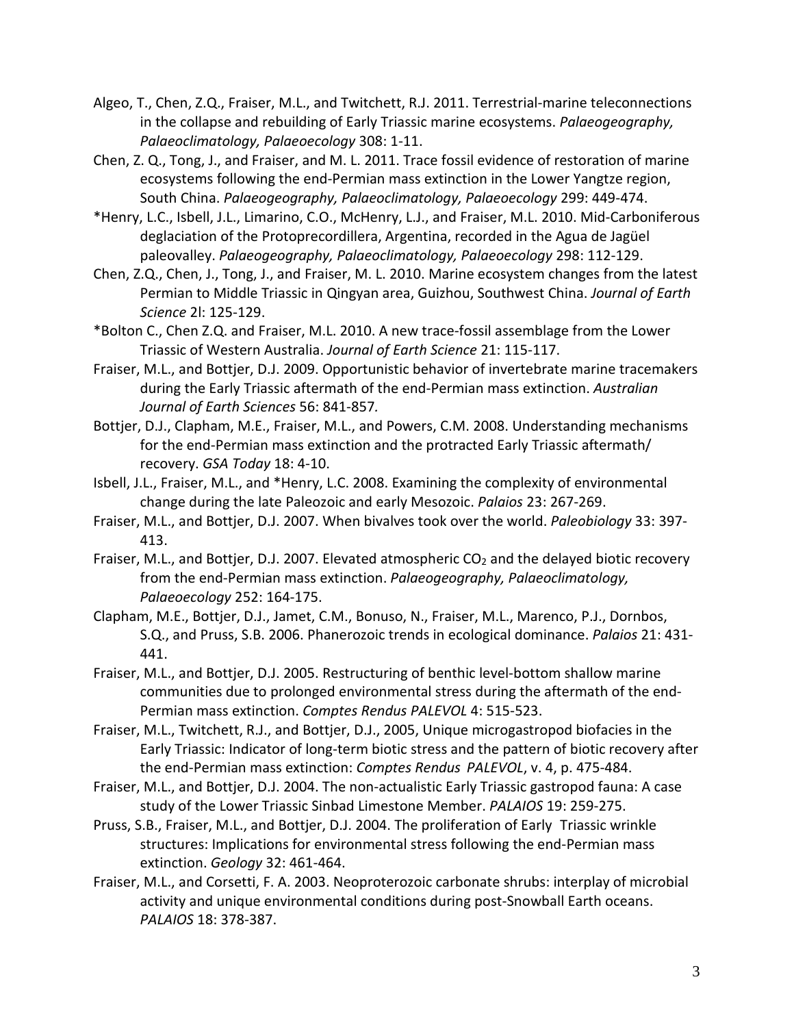Algeo, T., Chen, Z.Q., Fraiser, M.L., and Twitchett, R.J. 2011. Terrestrial-marine teleconnections in the collapse and rebuilding of Early Triassic marine ecosystems. *Palaeogeography, Palaeoclimatology, Palaeoecology* 308: 1-11.

Chen, Z. Q., Tong, J., and Fraiser, and M. L. 2011. Trace fossil evidence of restoration of marine ecosystems following the end-Permian mass extinction in the Lower Yangtze region, South China. *Palaeogeography, Palaeoclimatology, Palaeoecology* 299: 449-474.

*Henry, L.C., Isbell, J.L., Limarino, C.O., McHenry, L.J., and Fraiser, M.L. 2010. Mid-Carboniferous deglaciation of the Protoprecordillera, Argentina, recorded in the Agua de Jagüel paleovalley. *Palaeogeography, Palaeoclimatology, Palaeoecology* 298: 112-129.

Chen, Z.Q., Chen, J., Tong, J., and Fraiser, M. L. 2010. Marine ecosystem changes from the latest Permian to Middle Triassic in Qingyan area, Guizhou, Southwest China. *Journal of Earth Science* 2l: 125-129.

*Bolton C., Chen Z.Q. and Fraiser, M.L. 2010. A new trace-fossil assemblage from the Lower Triassic of Western Australia. *Journal of Earth Science* 21: 115-117.

Fraiser, M.L., and Bottjer, D.J. 2009. Opportunistic behavior of invertebrate marine tracemakers during the Early Triassic aftermath of the end-Permian mass extinction. *Australian Journal of Earth Sciences* 56: 841-857*.*

Bottjer, D.J., Clapham, M.E., Fraiser, M.L., and Powers, C.M. 2008. Understanding mechanisms for the end-Permian mass extinction and the protracted Early Triassic aftermath/ recovery. *GSA Today* 18: 4-10.

Isbell, J.L., Fraiser, M.L., and *Henry, L.C. 2008. Examining the complexity of environmental change during the late Paleozoic and early Mesozoic. *Palaios* 23: 267-269.

Fraiser, M.L., and Bottjer, D.J. 2007. When bivalves took over the world. *Paleobiology* 33: 397-413.

Fraiser, M.L., and Bottjer, D.J. 2007. Elevated atmospheric $CO_2$ and the delayed biotic recovery from the end-Permian mass extinction. *Palaeogeography, Palaeoclimatology, Palaeoecology* 252: 164-175.

Clapham, M.E., Bottjer, D.J., Jamet, C.M., Bonuso, N., Fraiser, M.L., Marenco, P.J., Dornbos, S.Q., and Pruss, S.B. 2006. Phanerozoic trends in ecological dominance. *Palaios* 21: 431-441.

Fraiser, M.L., and Bottjer, D.J. 2005. Restructuring of benthic level-bottom shallow marine communities due to prolonged environmental stress during the aftermath of the end-Permian mass extinction. *Comptes Rendus PALEVOL* 4: 515-523.

Fraiser, M.L., Twitchett, R.J., and Bottjer, D.J., 2005, Unique microgastropod biofacies in the Early Triassic: Indicator of long-term biotic stress and the pattern of biotic recovery after the end-Permian mass extinction: *Comptes Rendus PALEVOL*, v. 4, p. 475-484.

Fraiser, M.L., and Bottjer, D.J. 2004. The non-actualistic Early Triassic gastropod fauna: A case study of the Lower Triassic Sinbad Limestone Member. *PALAIOS* 19: 259-275.

Pruss, S.B., Fraiser, M.L., and Bottjer, D.J. 2004. The proliferation of Early Triassic wrinkle structures: Implications for environmental stress following the end-Permian mass extinction. *Geology* 32: 461-464.

Fraiser, M.L., and Corsetti, F. A. 2003. Neoproterozoic carbonate shrubs: interplay of microbial activity and unique environmental conditions during post-Snowball Earth oceans. *PALAIOS* 18: 378-387.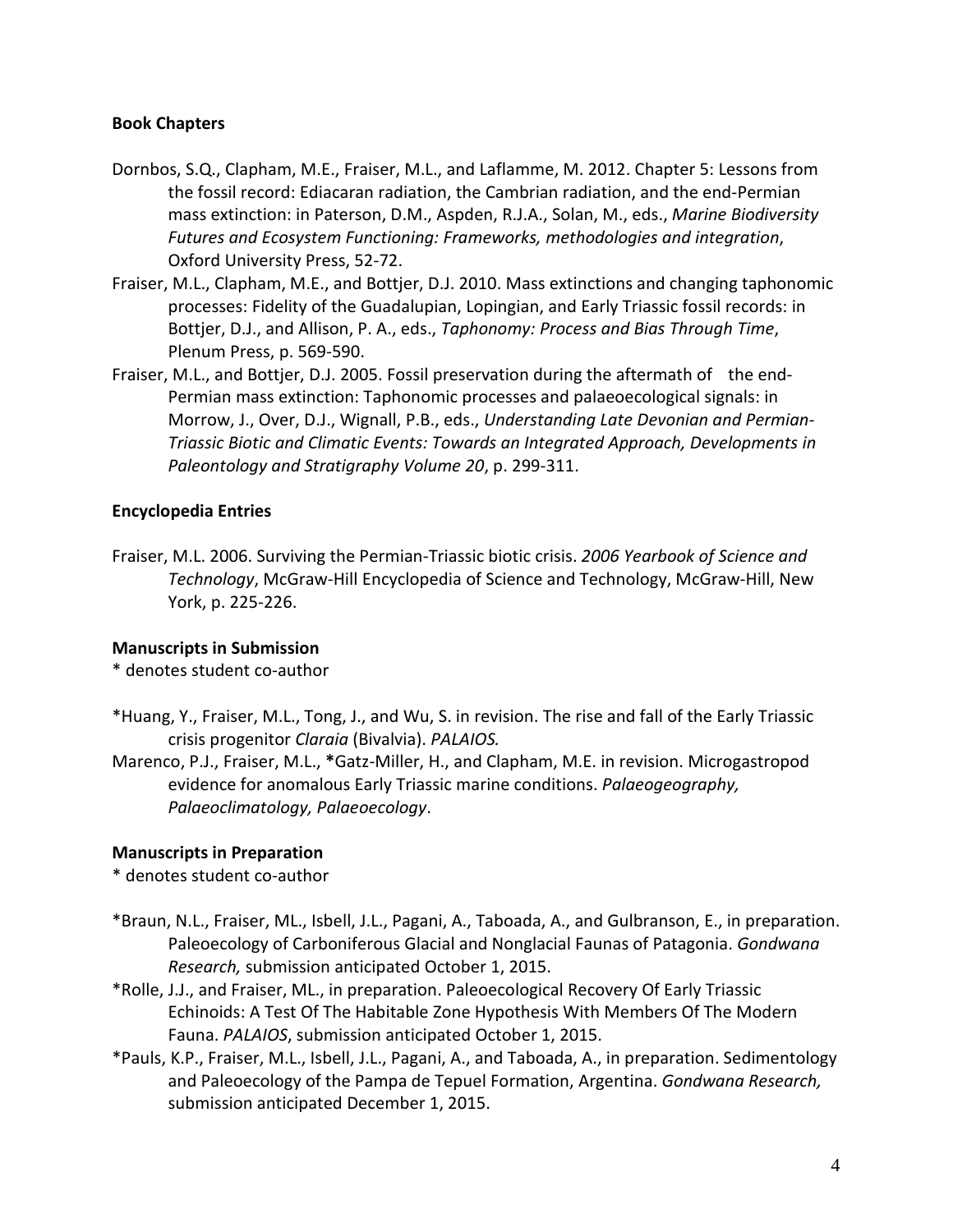**Book Chapters**

Dornbos, S.Q., Clapham, M.E., Fraiser, M.L., and Laflamme, M. 2012. Chapter 5: Lessons from the fossil record: Ediacaran radiation, the Cambrian radiation, and the end-Permian mass extinction: in Paterson, D.M., Aspden, R.J.A., Solan, M., eds., *Marine Biodiversity Futures and Ecosystem Functioning: Frameworks, methodologies and integration*, Oxford University Press, 52-72.

Fraiser, M.L., Clapham, M.E., and Bottjer, D.J. 2010. Mass extinctions and changing taphonomic processes: Fidelity of the Guadalupian, Lopingian, and Early Triassic fossil records: in Bottjer, D.J., and Allison, P. A., eds., *Taphonomy: Process and Bias Through Time*, Plenum Press, p. 569-590.

Fraiser, M.L., and Bottjer, D.J. 2005. Fossil preservation during the aftermath of the end-Permian mass extinction: Taphonomic processes and palaeoecological signals: in Morrow, J., Over, D.J., Wignall, P.B., eds., *Understanding Late Devonian and Permian-Triassic Biotic and Climatic Events: Towards an Integrated Approach, Developments in Paleontology and Stratigraphy Volume 20*, p. 299-311.

**Encyclopedia Entries**

Fraiser, M.L. 2006. Surviving the Permian-Triassic biotic crisis. *2006 Yearbook of Science and Technology*, McGraw-Hill Encyclopedia of Science and Technology, McGraw-Hill, New York, p. 225-226.

**Manuscripts in Submission**

* denotes student co-author

*Huang, Y., Fraiser, M.L., Tong, J., and Wu, S. in revision. The rise and fall of the Early Triassic crisis progenitor *Claraia* (Bivalvia). *PALAIOS.*

Marenco, P.J., Fraiser, M.L., *Gatz-Miller, H., and Clapham, M.E. in revision. Microgastropod evidence for anomalous Early Triassic marine conditions. *Palaeogeography, Palaeoclimatology, Palaeoecology*.

**Manuscripts in Preparation**

* denotes student co-author

*Braun, N.L., Fraiser, ML., Isbell, J.L., Pagani, A., Taboada, A., and Gulbranson, E., in preparation. Paleoecology of Carboniferous Glacial and Nonglacial Faunas of Patagonia. *Gondwana Research,* submission anticipated October 1, 2015.

*Rolle, J.J., and Fraiser, ML., in preparation. Paleoecological Recovery Of Early Triassic Echinoids: A Test Of The Habitable Zone Hypothesis With Members Of The Modern Fauna. *PALAIOS*, submission anticipated October 1, 2015.

*Pauls, K.P., Fraiser, M.L., Isbell, J.L., Pagani, A., and Taboada, A., in preparation. Sedimentology and Paleoecology of the Pampa de Tepuel Formation, Argentina. *Gondwana Research,* submission anticipated December 1, 2015.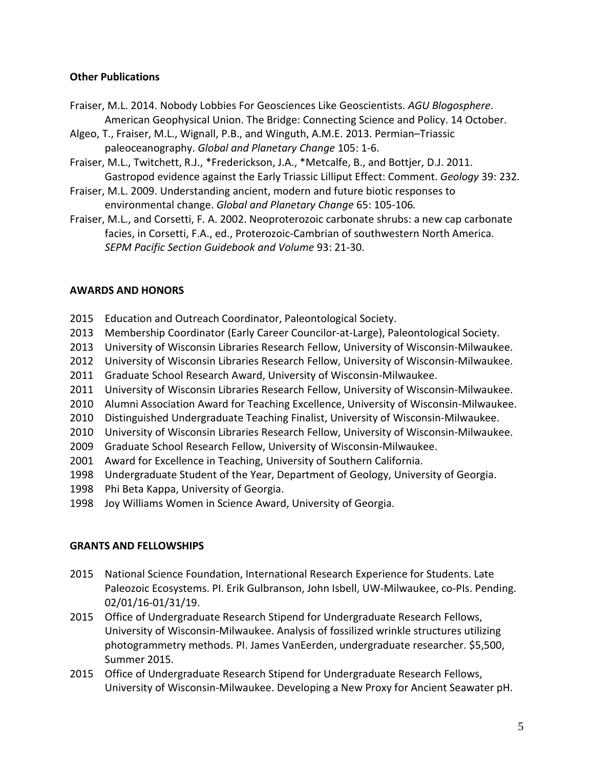**Other Publications**

Fraiser, M.L. 2014. Nobody Lobbies For Geosciences Like Geoscientists. *AGU Blogosphere*. American Geophysical Union. The Bridge: Connecting Science and Policy. 14 October.

Algeo, T., Fraiser, M.L., Wignall, P.B., and Winguth, A.M.E. 2013. Permian–Triassic paleoceanography. *Global and Planetary Change* 105: 1-6.

Fraiser, M.L., Twitchett, R.J., *Frederickson, J.A., *Metcalfe, B., and Bottjer, D.J. 2011. Gastropod evidence against the Early Triassic Lilliput Effect: Comment. *Geology* 39: 232.

Fraiser, M.L. 2009. Understanding ancient, modern and future biotic responses to environmental change. *Global and Planetary Change* 65: 105-106.

Fraiser, M.L., and Corsetti, F. A. 2002. Neoproterozoic carbonate shrubs: a new cap carbonate facies, in Corsetti, F.A., ed., Proterozoic-Cambrian of southwestern North America. *SEPM Pacific Section Guidebook and Volume* 93: 21-30.

## AWARDS AND HONORS

2015 Education and Outreach Coordinator, Paleontological Society.
2013 Membership Coordinator (Early Career Councilor-at-Large), Paleontological Society.
2013 University of Wisconsin Libraries Research Fellow, University of Wisconsin-Milwaukee.
2012 University of Wisconsin Libraries Research Fellow, University of Wisconsin-Milwaukee.
2011 Graduate School Research Award, University of Wisconsin-Milwaukee.
2011 University of Wisconsin Libraries Research Fellow, University of Wisconsin-Milwaukee.
2010 Alumni Association Award for Teaching Excellence, University of Wisconsin-Milwaukee.
2010 Distinguished Undergraduate Teaching Finalist, University of Wisconsin-Milwaukee.
2010 University of Wisconsin Libraries Research Fellow, University of Wisconsin-Milwaukee.
2009 Graduate School Research Fellow, University of Wisconsin-Milwaukee.
2001 Award for Excellence in Teaching, University of Southern California.
1998 Undergraduate Student of the Year, Department of Geology, University of Georgia.
1998 Phi Beta Kappa, University of Georgia.
1998 Joy Williams Women in Science Award, University of Georgia.

## GRANTS AND FELLOWSHIPS

2015 National Science Foundation, International Research Experience for Students. Late Paleozoic Ecosystems. PI. Erik Gulbranson, John Isbell, UW-Milwaukee, co-PIs. Pending. 02/01/16-01/31/19.

2015 Office of Undergraduate Research Stipend for Undergraduate Research Fellows, University of Wisconsin-Milwaukee. Analysis of fossilized wrinkle structures utilizing photogrammetry methods. PI. James VanEerden, undergraduate researcher. $5,500, Summer 2015.

2015 Office of Undergraduate Research Stipend for Undergraduate Research Fellows, University of Wisconsin-Milwaukee. Developing a New Proxy for Ancient Seawater pH.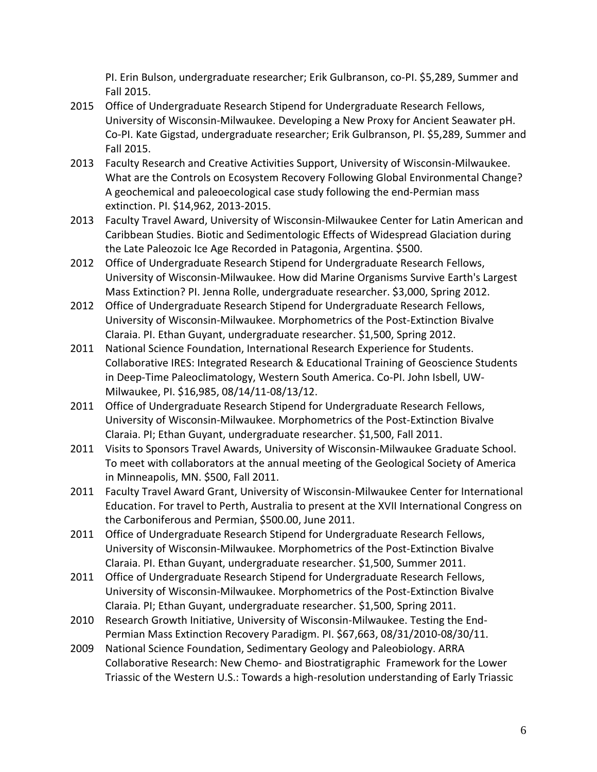PI. Erin Bulson, undergraduate researcher; Erik Gulbranson, co-PI. $5,289, Summer and Fall 2015.

2015 Office of Undergraduate Research Stipend for Undergraduate Research Fellows, University of Wisconsin-Milwaukee. Developing a New Proxy for Ancient Seawater pH. Co-PI. Kate Gigstad, undergraduate researcher; Erik Gulbranson, PI. $5,289, Summer and Fall 2015.

2013 Faculty Research and Creative Activities Support, University of Wisconsin-Milwaukee. What are the Controls on Ecosystem Recovery Following Global Environmental Change? A geochemical and paleoecological case study following the end-Permian mass extinction. PI. $14,962, 2013-2015.

2013 Faculty Travel Award, University of Wisconsin-Milwaukee Center for Latin American and Caribbean Studies. Biotic and Sedimentologic Effects of Widespread Glaciation during the Late Paleozoic Ice Age Recorded in Patagonia, Argentina. $500.

2012 Office of Undergraduate Research Stipend for Undergraduate Research Fellows, University of Wisconsin-Milwaukee. How did Marine Organisms Survive Earth's Largest Mass Extinction? PI. Jenna Rolle, undergraduate researcher. $3,000, Spring 2012.

2012 Office of Undergraduate Research Stipend for Undergraduate Research Fellows, University of Wisconsin-Milwaukee. Morphometrics of the Post-Extinction Bivalve Claraia. PI. Ethan Guyant, undergraduate researcher. $1,500, Spring 2012.

2011 National Science Foundation, International Research Experience for Students. Collaborative IRES: Integrated Research & Educational Training of Geoscience Students in Deep-Time Paleoclimatology, Western South America. Co-PI. John Isbell, UW-Milwaukee, PI. $16,985, 08/14/11-08/13/12.

2011 Office of Undergraduate Research Stipend for Undergraduate Research Fellows, University of Wisconsin-Milwaukee. Morphometrics of the Post-Extinction Bivalve Claraia. PI; Ethan Guyant, undergraduate researcher. $1,500, Fall 2011.

2011 Visits to Sponsors Travel Awards, University of Wisconsin-Milwaukee Graduate School. To meet with collaborators at the annual meeting of the Geological Society of America in Minneapolis, MN. $500, Fall 2011.

2011 Faculty Travel Award Grant, University of Wisconsin-Milwaukee Center for International Education. For travel to Perth, Australia to present at the XVII International Congress on the Carboniferous and Permian, $500.00, June 2011.

2011 Office of Undergraduate Research Stipend for Undergraduate Research Fellows, University of Wisconsin-Milwaukee. Morphometrics of the Post-Extinction Bivalve Claraia. PI. Ethan Guyant, undergraduate researcher. $1,500, Summer 2011.

2011 Office of Undergraduate Research Stipend for Undergraduate Research Fellows, University of Wisconsin-Milwaukee. Morphometrics of the Post-Extinction Bivalve Claraia. PI; Ethan Guyant, undergraduate researcher. $1,500, Spring 2011.

2010 Research Growth Initiative, University of Wisconsin-Milwaukee. Testing the End-Permian Mass Extinction Recovery Paradigm. PI. $67,663, 08/31/2010-08/30/11.

2009 National Science Foundation, Sedimentary Geology and Paleobiology. ARRA Collaborative Research: New Chemo- and Biostratigraphic Framework for the Lower Triassic of the Western U.S.: Towards a high-resolution understanding of Early Triassic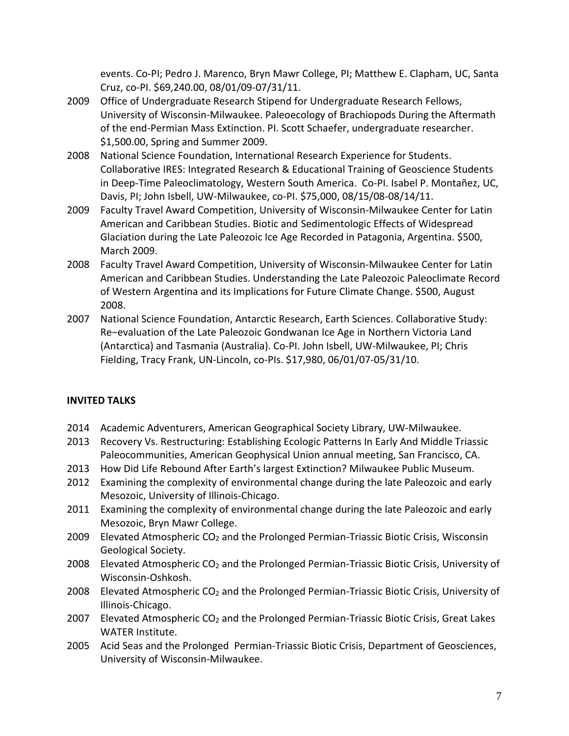events. Co-PI; Pedro J. Marenco, Bryn Mawr College, PI; Matthew E. Clapham, UC, Santa Cruz, co-PI. $69,240.00, 08/01/09-07/31/11.

2009 Office of Undergraduate Research Stipend for Undergraduate Research Fellows, University of Wisconsin-Milwaukee. Paleoecology of Brachiopods During the Aftermath of the end-Permian Mass Extinction. PI. Scott Schaefer, undergraduate researcher. $1,500.00, Spring and Summer 2009.

2008 National Science Foundation, International Research Experience for Students. Collaborative IRES: Integrated Research & Educational Training of Geoscience Students in Deep-Time Paleoclimatology, Western South America. Co-PI. Isabel P. Montañez, UC, Davis, PI; John Isbell, UW-Milwaukee, co-PI. $75,000, 08/15/08-08/14/11.

2009 Faculty Travel Award Competition, University of Wisconsin-Milwaukee Center for Latin American and Caribbean Studies. Biotic and Sedimentologic Effects of Widespread Glaciation during the Late Paleozoic Ice Age Recorded in Patagonia, Argentina. $500, March 2009.

2008 Faculty Travel Award Competition, University of Wisconsin-Milwaukee Center for Latin American and Caribbean Studies. Understanding the Late Paleozoic Paleoclimate Record of Western Argentina and its Implications for Future Climate Change. $500, August 2008.

2007 National Science Foundation, Antarctic Research, Earth Sciences. Collaborative Study: Re−evaluation of the Late Paleozoic Gondwanan Ice Age in Northern Victoria Land (Antarctica) and Tasmania (Australia). Co-PI. John Isbell, UW-Milwaukee, PI; Chris Fielding, Tracy Frank, UN-Lincoln, co-PIs. $17,980, 06/01/07-05/31/10.

## INVITED TALKS

2014 Academic Adventurers, American Geographical Society Library, UW-Milwaukee.

2013 Recovery Vs. Restructuring: Establishing Ecologic Patterns In Early And Middle Triassic Paleocommunities, American Geophysical Union annual meeting, San Francisco, CA.

2013 How Did Life Rebound After Earth's largest Extinction? Milwaukee Public Museum.

2012 Examining the complexity of environmental change during the late Paleozoic and early Mesozoic, University of Illinois-Chicago.

2011 Examining the complexity of environmental change during the late Paleozoic and early Mesozoic, Bryn Mawr College.

2009 Elevated Atmospheric $CO_2$ and the Prolonged Permian-Triassic Biotic Crisis, Wisconsin Geological Society.

2008 Elevated Atmospheric $CO_2$ and the Prolonged Permian-Triassic Biotic Crisis, University of Wisconsin-Oshkosh.

2008 Elevated Atmospheric $CO_2$ and the Prolonged Permian-Triassic Biotic Crisis, University of Illinois-Chicago.

2007 Elevated Atmospheric $CO_2$ and the Prolonged Permian-Triassic Biotic Crisis, Great Lakes WATER Institute.

2005 Acid Seas and the Prolonged Permian-Triassic Biotic Crisis, Department of Geosciences, University of Wisconsin-Milwaukee.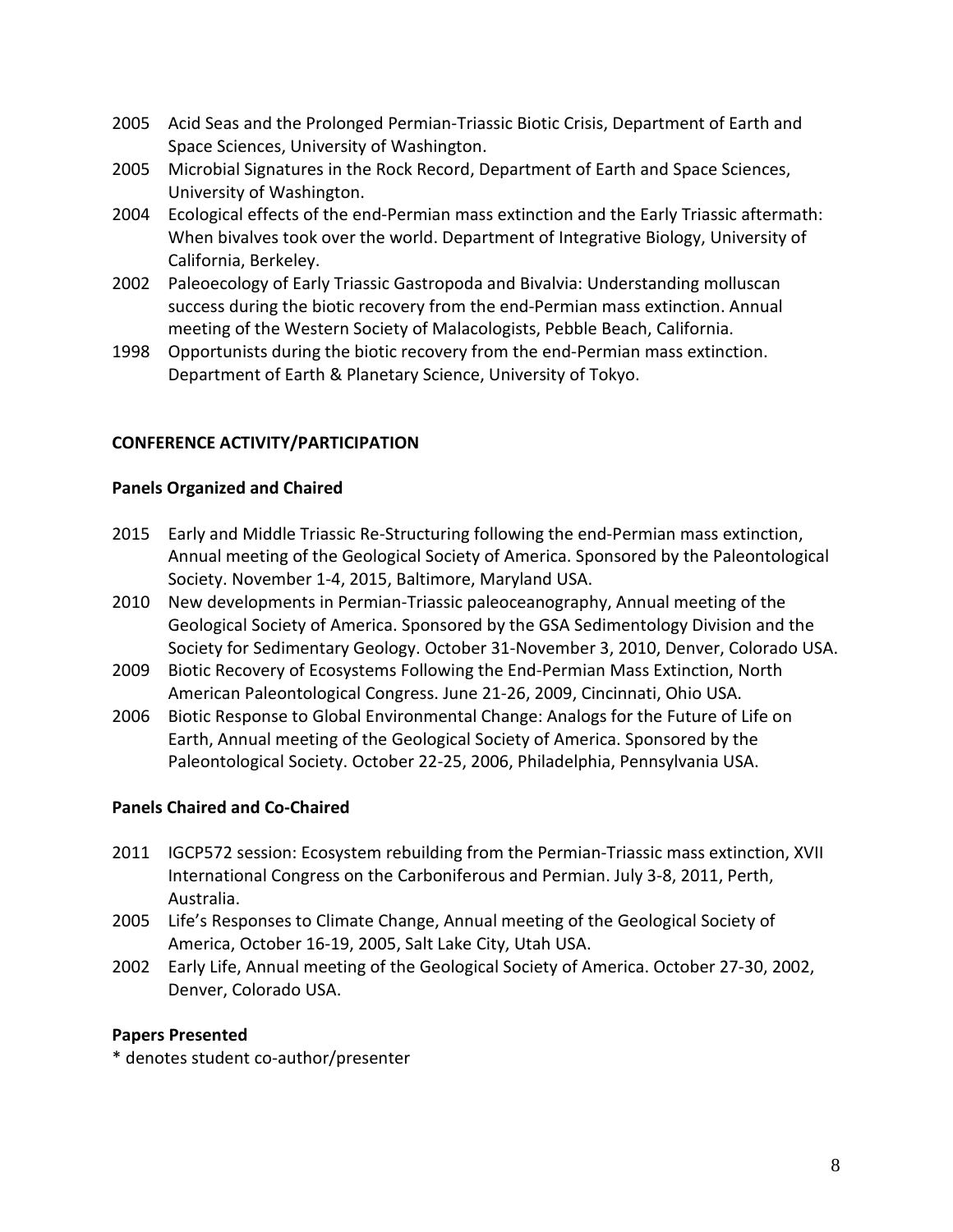- 2005 Acid Seas and the Prolonged Permian-Triassic Biotic Crisis, Department of Earth and Space Sciences, University of Washington.
- 2005 Microbial Signatures in the Rock Record, Department of Earth and Space Sciences, University of Washington.
- 2004 Ecological effects of the end-Permian mass extinction and the Early Triassic aftermath: When bivalves took over the world. Department of Integrative Biology, University of California, Berkeley.
- 2002 Paleoecology of Early Triassic Gastropoda and Bivalvia: Understanding molluscan success during the biotic recovery from the end-Permian mass extinction. Annual meeting of the Western Society of Malacologists, Pebble Beach, California.
- 1998 Opportunists during the biotic recovery from the end-Permian mass extinction. Department of Earth & Planetary Science, University of Tokyo.

## CONFERENCE ACTIVITY/PARTICIPATION

### Panels Organized and Chaired

- 2015 Early and Middle Triassic Re-Structuring following the end-Permian mass extinction, Annual meeting of the Geological Society of America. Sponsored by the Paleontological Society. November 1-4, 2015, Baltimore, Maryland USA.
- 2010 New developments in Permian-Triassic paleoceanography, Annual meeting of the Geological Society of America. Sponsored by the GSA Sedimentology Division and the Society for Sedimentary Geology. October 31-November 3, 2010, Denver, Colorado USA.
- 2009 Biotic Recovery of Ecosystems Following the End-Permian Mass Extinction, North American Paleontological Congress. June 21-26, 2009, Cincinnati, Ohio USA.
- 2006 Biotic Response to Global Environmental Change: Analogs for the Future of Life on Earth, Annual meeting of the Geological Society of America. Sponsored by the Paleontological Society. October 22-25, 2006, Philadelphia, Pennsylvania USA.

### Panels Chaired and Co-Chaired

- 2011 IGCP572 session: Ecosystem rebuilding from the Permian-Triassic mass extinction, XVII International Congress on the Carboniferous and Permian. July 3-8, 2011, Perth, Australia.
- 2005 Life's Responses to Climate Change, Annual meeting of the Geological Society of America, October 16-19, 2005, Salt Lake City, Utah USA.
- 2002 Early Life, Annual meeting of the Geological Society of America. October 27-30, 2002, Denver, Colorado USA.

### Papers Presented

* denotes student co-author/presenter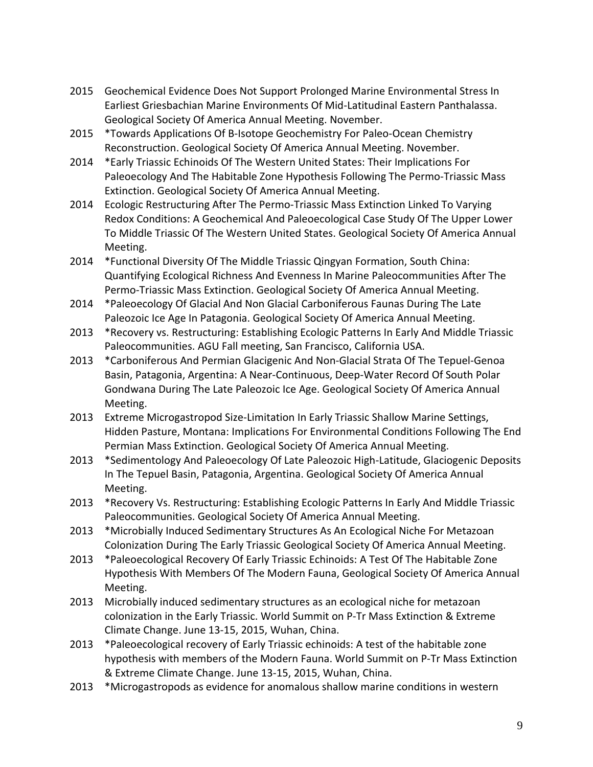2015 Geochemical Evidence Does Not Support Prolonged Marine Environmental Stress In Earliest Griesbachian Marine Environments Of Mid-Latitudinal Eastern Panthalassa. Geological Society Of America Annual Meeting. November.

2015 *Towards Applications Of B-Isotope Geochemistry For Paleo-Ocean Chemistry Reconstruction. Geological Society Of America Annual Meeting. November.

2014 *Early Triassic Echinoids Of The Western United States: Their Implications For Paleoecology And The Habitable Zone Hypothesis Following The Permo-Triassic Mass Extinction. Geological Society Of America Annual Meeting.

2014 Ecologic Restructuring After The Permo-Triassic Mass Extinction Linked To Varying Redox Conditions: A Geochemical And Paleoecological Case Study Of The Upper Lower To Middle Triassic Of The Western United States. Geological Society Of America Annual Meeting.

2014 *Functional Diversity Of The Middle Triassic Qingyan Formation, South China: Quantifying Ecological Richness And Evenness In Marine Paleocommunities After The Permo-Triassic Mass Extinction. Geological Society Of America Annual Meeting.

2014 *Paleoecology Of Glacial And Non Glacial Carboniferous Faunas During The Late Paleozoic Ice Age In Patagonia. Geological Society Of America Annual Meeting.

2013 *Recovery vs. Restructuring: Establishing Ecologic Patterns In Early And Middle Triassic Paleocommunities. AGU Fall meeting, San Francisco, California USA.

2013 *Carboniferous And Permian Glacigenic And Non-Glacial Strata Of The Tepuel-Genoa Basin, Patagonia, Argentina: A Near-Continuous, Deep-Water Record Of South Polar Gondwana During The Late Paleozoic Ice Age. Geological Society Of America Annual Meeting.

2013 Extreme Microgastropod Size-Limitation In Early Triassic Shallow Marine Settings, Hidden Pasture, Montana: Implications For Environmental Conditions Following The End Permian Mass Extinction. Geological Society Of America Annual Meeting.

2013 *Sedimentology And Paleoecology Of Late Paleozoic High-Latitude, Glaciogenic Deposits In The Tepuel Basin, Patagonia, Argentina. Geological Society Of America Annual Meeting.

2013 *Recovery Vs. Restructuring: Establishing Ecologic Patterns In Early And Middle Triassic Paleocommunities. Geological Society Of America Annual Meeting.

2013 *Microbially Induced Sedimentary Structures As An Ecological Niche For Metazoan Colonization During The Early Triassic Geological Society Of America Annual Meeting.

2013 *Paleoecological Recovery Of Early Triassic Echinoids: A Test Of The Habitable Zone Hypothesis With Members Of The Modern Fauna, Geological Society Of America Annual Meeting.

2013 Microbially induced sedimentary structures as an ecological niche for metazoan colonization in the Early Triassic. World Summit on P-Tr Mass Extinction & Extreme Climate Change. June 13-15, 2015, Wuhan, China.

2013 *Paleoecological recovery of Early Triassic echinoids: A test of the habitable zone hypothesis with members of the Modern Fauna. World Summit on P-Tr Mass Extinction & Extreme Climate Change. June 13-15, 2015, Wuhan, China.

2013 *Microgastropods as evidence for anomalous shallow marine conditions in western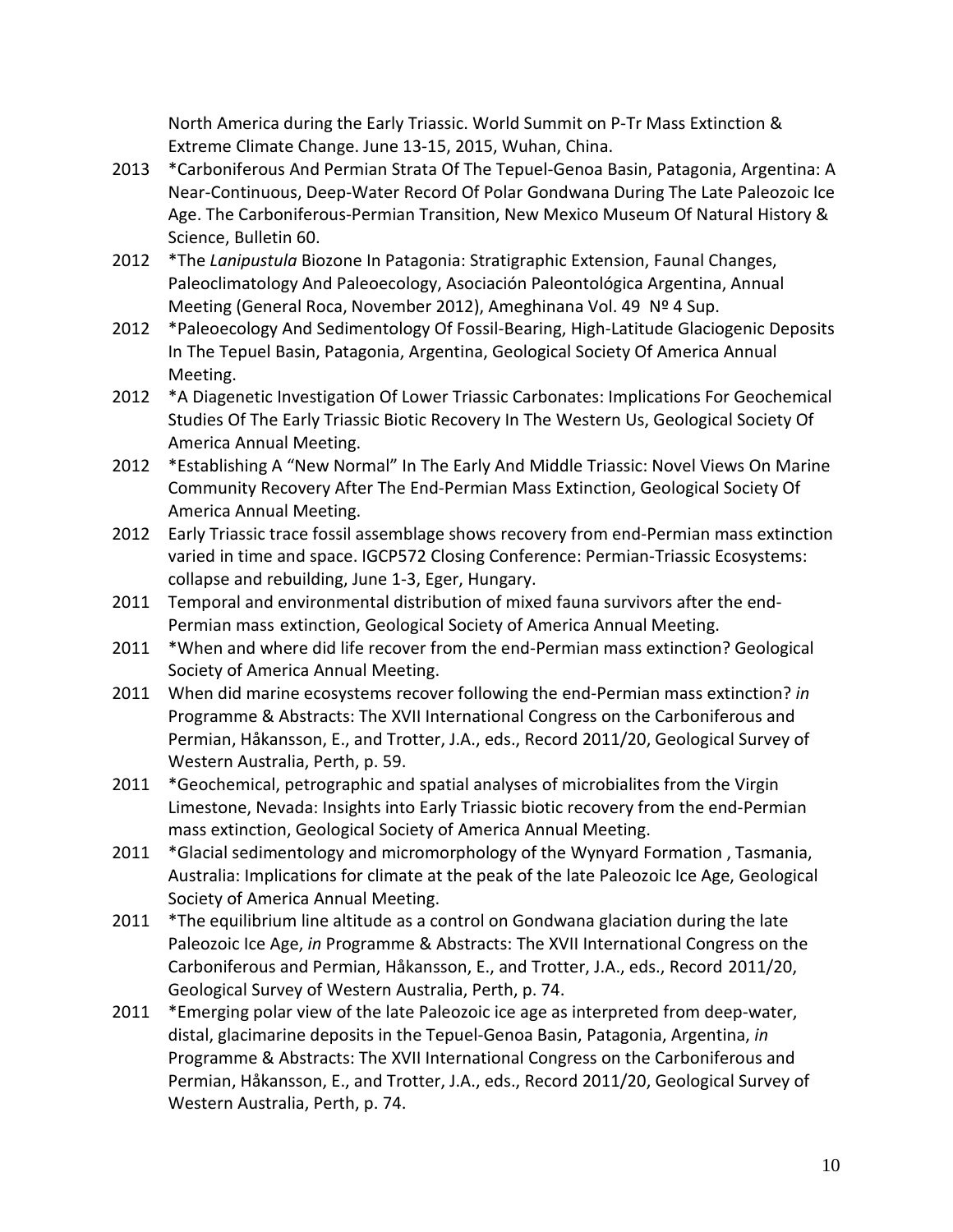North America during the Early Triassic. World Summit on P-Tr Mass Extinction & Extreme Climate Change. June 13-15, 2015, Wuhan, China.

2013 *Carboniferous And Permian Strata Of The Tepuel-Genoa Basin, Patagonia, Argentina: A Near-Continuous, Deep-Water Record Of Polar Gondwana During The Late Paleozoic Ice Age. The Carboniferous-Permian Transition, New Mexico Museum Of Natural History & Science, Bulletin 60.

2012 *The *Lanipustula* Biozone In Patagonia: Stratigraphic Extension, Faunal Changes, Paleoclimatology And Paleoecology, Asociación Paleontológica Argentina, Annual Meeting (General Roca, November 2012), Ameghinana Vol. 49 Nº 4 Sup.

2012 *Paleoecology And Sedimentology Of Fossil-Bearing, High-Latitude Glaciogenic Deposits In The Tepuel Basin, Patagonia, Argentina, Geological Society Of America Annual Meeting.

2012 *A Diagenetic Investigation Of Lower Triassic Carbonates: Implications For Geochemical Studies Of The Early Triassic Biotic Recovery In The Western Us, Geological Society Of America Annual Meeting.

2012 *Establishing A "New Normal" In The Early And Middle Triassic: Novel Views On Marine Community Recovery After The End-Permian Mass Extinction, Geological Society Of America Annual Meeting.

2012 Early Triassic trace fossil assemblage shows recovery from end-Permian mass extinction varied in time and space. IGCP572 Closing Conference: Permian-Triassic Ecosystems: collapse and rebuilding, June 1-3, Eger, Hungary.

2011 Temporal and environmental distribution of mixed fauna survivors after the end-Permian mass extinction, Geological Society of America Annual Meeting.

2011 *When and where did life recover from the end-Permian mass extinction? Geological Society of America Annual Meeting.

2011 When did marine ecosystems recover following the end-Permian mass extinction? *in* Programme & Abstracts: The XVII International Congress on the Carboniferous and Permian, Håkansson, E., and Trotter, J.A., eds., Record 2011/20, Geological Survey of Western Australia, Perth, p. 59.

2011 *Geochemical, petrographic and spatial analyses of microbialites from the Virgin Limestone, Nevada: Insights into Early Triassic biotic recovery from the end-Permian mass extinction, Geological Society of America Annual Meeting.

2011 *Glacial sedimentology and micromorphology of the Wynyard Formation , Tasmania, Australia: Implications for climate at the peak of the late Paleozoic Ice Age, Geological Society of America Annual Meeting.

2011 *The equilibrium line altitude as a control on Gondwana glaciation during the late Paleozoic Ice Age, *in* Programme & Abstracts: The XVII International Congress on the Carboniferous and Permian, Håkansson, E., and Trotter, J.A., eds., Record 2011/20, Geological Survey of Western Australia, Perth, p. 74.

2011 *Emerging polar view of the late Paleozoic ice age as interpreted from deep-water, distal, glacimarine deposits in the Tepuel-Genoa Basin, Patagonia, Argentina, *in* Programme & Abstracts: The XVII International Congress on the Carboniferous and Permian, Håkansson, E., and Trotter, J.A., eds., Record 2011/20, Geological Survey of Western Australia, Perth, p. 74.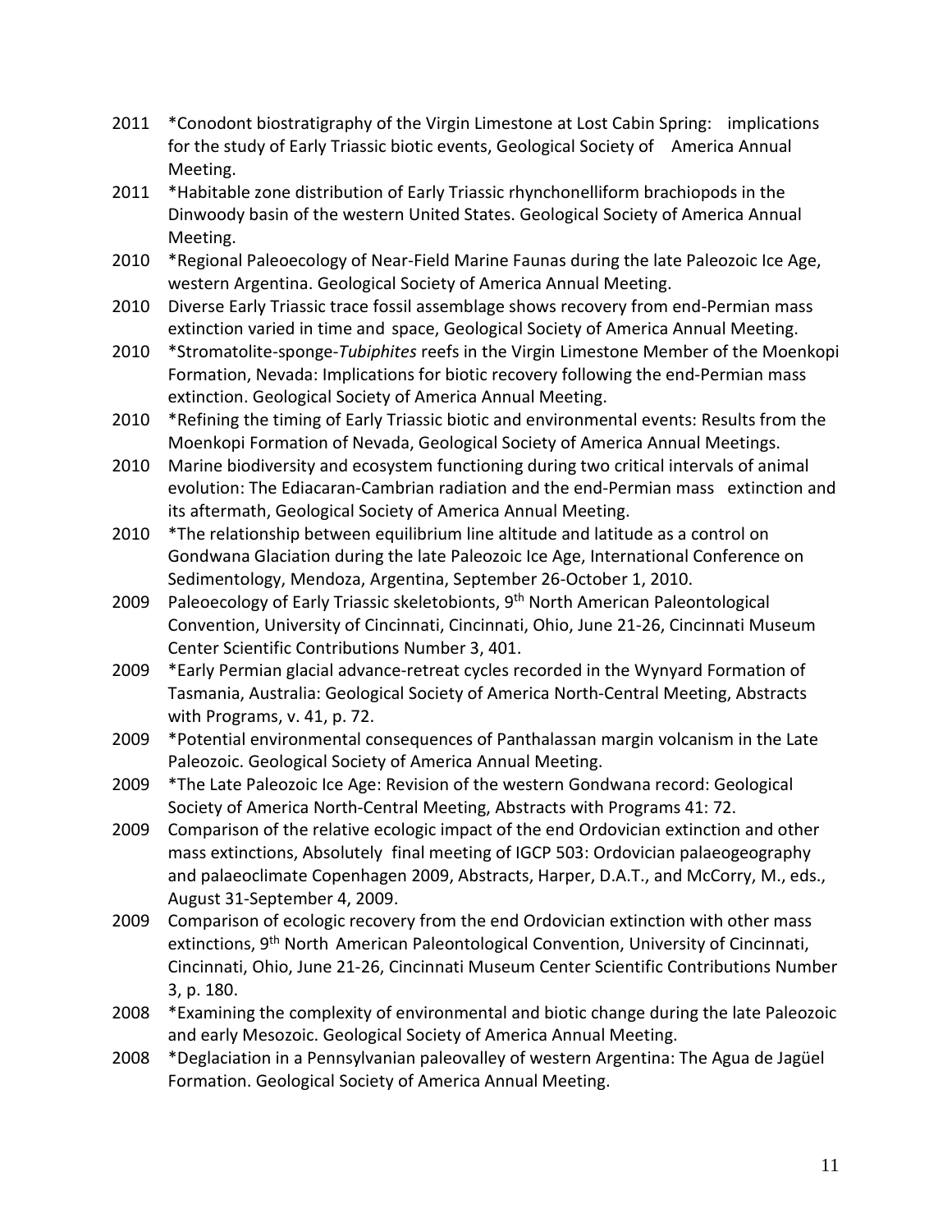2011 *Conodont biostratigraphy of the Virgin Limestone at Lost Cabin Spring: implications for the study of Early Triassic biotic events, Geological Society of America Annual Meeting.

2011 *Habitable zone distribution of Early Triassic rhynchonelliform brachiopods in the Dinwoody basin of the western United States. Geological Society of America Annual Meeting.

2010 *Regional Paleoecology of Near-Field Marine Faunas during the late Paleozoic Ice Age, western Argentina. Geological Society of America Annual Meeting.

2010 Diverse Early Triassic trace fossil assemblage shows recovery from end-Permian mass extinction varied in time and space, Geological Society of America Annual Meeting.

2010 *Stromatolite-sponge-*Tubiphites* reefs in the Virgin Limestone Member of the Moenkopi Formation, Nevada: Implications for biotic recovery following the end-Permian mass extinction. Geological Society of America Annual Meeting.

2010 *Refining the timing of Early Triassic biotic and environmental events: Results from the Moenkopi Formation of Nevada, Geological Society of America Annual Meetings.

2010 Marine biodiversity and ecosystem functioning during two critical intervals of animal evolution: The Ediacaran-Cambrian radiation and the end-Permian mass extinction and its aftermath, Geological Society of America Annual Meeting.

2010 *The relationship between equilibrium line altitude and latitude as a control on Gondwana Glaciation during the late Paleozoic Ice Age, International Conference on Sedimentology, Mendoza, Argentina, September 26-October 1, 2010.

2009 Paleoecology of Early Triassic skeletobionts, 9th North American Paleontological Convention, University of Cincinnati, Cincinnati, Ohio, June 21-26, Cincinnati Museum Center Scientific Contributions Number 3, 401.

2009 *Early Permian glacial advance-retreat cycles recorded in the Wynyard Formation of Tasmania, Australia: Geological Society of America North-Central Meeting, Abstracts with Programs, v. 41, p. 72.

2009 *Potential environmental consequences of Panthalassan margin volcanism in the Late Paleozoic. Geological Society of America Annual Meeting.

2009 *The Late Paleozoic Ice Age: Revision of the western Gondwana record: Geological Society of America North-Central Meeting, Abstracts with Programs 41: 72.

2009 Comparison of the relative ecologic impact of the end Ordovician extinction and other mass extinctions, Absolutely final meeting of IGCP 503: Ordovician palaeogeography and palaeoclimate Copenhagen 2009, Abstracts, Harper, D.A.T., and McCorry, M., eds., August 31-September 4, 2009.

2009 Comparison of ecologic recovery from the end Ordovician extinction with other mass extinctions, 9th North American Paleontological Convention, University of Cincinnati, Cincinnati, Ohio, June 21-26, Cincinnati Museum Center Scientific Contributions Number 3, p. 180.

2008 *Examining the complexity of environmental and biotic change during the late Paleozoic and early Mesozoic. Geological Society of America Annual Meeting.

2008 *Deglaciation in a Pennsylvanian paleovalley of western Argentina: The Agua de Jagüel Formation. Geological Society of America Annual Meeting.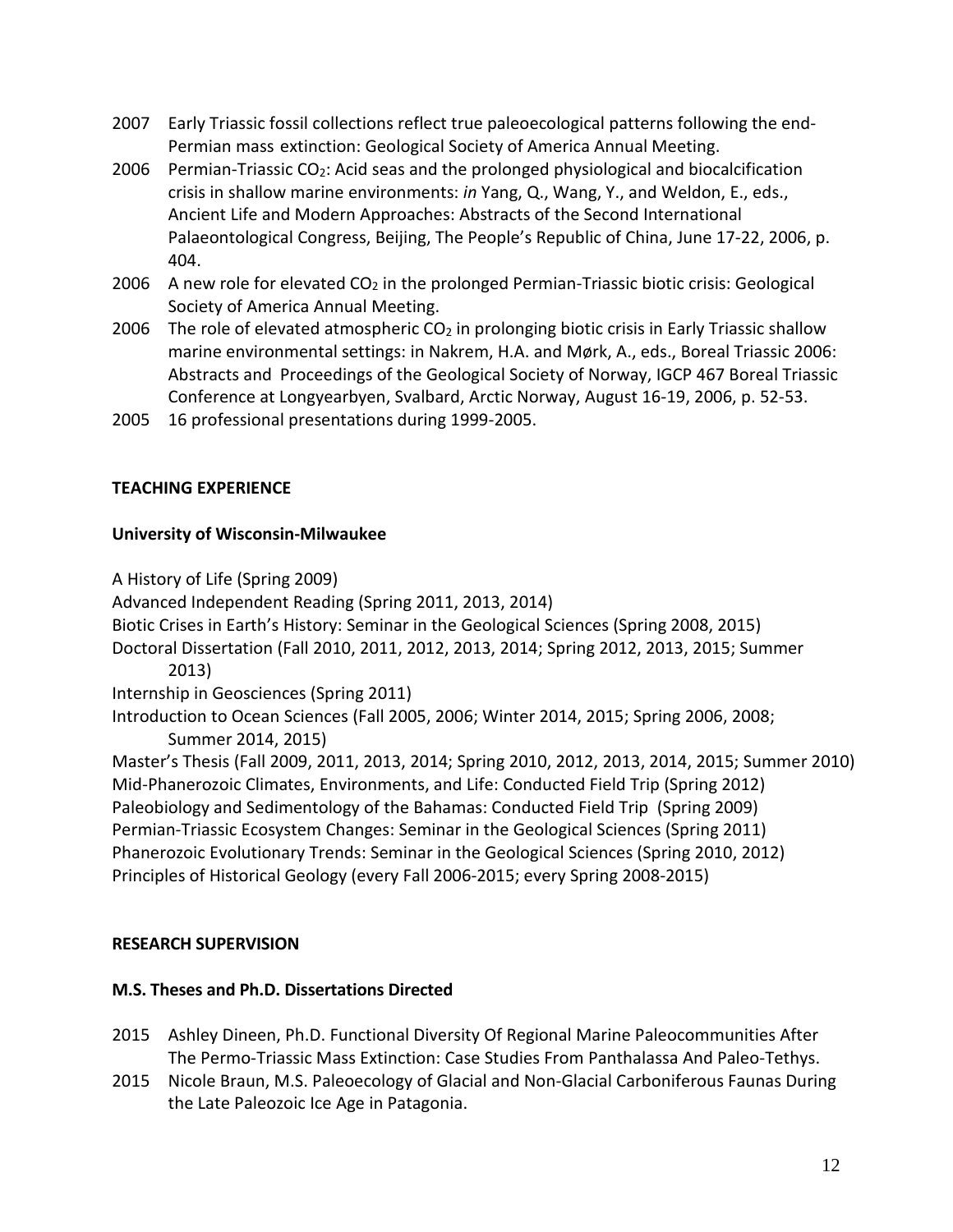2007 Early Triassic fossil collections reflect true paleoecological patterns following the end-Permian mass extinction: Geological Society of America Annual Meeting.

2006 Permian-Triassic $CO_2$: Acid seas and the prolonged physiological and biocalcification crisis in shallow marine environments: *in* Yang, Q., Wang, Y., and Weldon, E., eds., Ancient Life and Modern Approaches: Abstracts of the Second International Palaeontological Congress, Beijing, The People's Republic of China, June 17-22, 2006, p. 404.

2006 A new role for elevated $CO_2$ in the prolonged Permian-Triassic biotic crisis: Geological Society of America Annual Meeting.

2006 The role of elevated atmospheric $CO_2$ in prolonging biotic crisis in Early Triassic shallow marine environmental settings: in Nakrem, H.A. and Mørk, A., eds., Boreal Triassic 2006: Abstracts and Proceedings of the Geological Society of Norway, IGCP 467 Boreal Triassic Conference at Longyearbyen, Svalbard, Arctic Norway, August 16-19, 2006, p. 52-53.

2005 16 professional presentations during 1999-2005.

## TEACHING EXPERIENCE

### University of Wisconsin-Milwaukee

A History of Life (Spring 2009)
Advanced Independent Reading (Spring 2011, 2013, 2014)
Biotic Crises in Earth's History: Seminar in the Geological Sciences (Spring 2008, 2015)
Doctoral Dissertation (Fall 2010, 2011, 2012, 2013, 2014; Spring 2012, 2013, 2015; Summer 2013)
Internship in Geosciences (Spring 2011)
Introduction to Ocean Sciences (Fall 2005, 2006; Winter 2014, 2015; Spring 2006, 2008; Summer 2014, 2015)
Master's Thesis (Fall 2009, 2011, 2013, 2014; Spring 2010, 2012, 2013, 2014, 2015; Summer 2010)
Mid-Phanerozoic Climates, Environments, and Life: Conducted Field Trip (Spring 2012)
Paleobiology and Sedimentology of the Bahamas: Conducted Field Trip (Spring 2009)
Permian-Triassic Ecosystem Changes: Seminar in the Geological Sciences (Spring 2011)
Phanerozoic Evolutionary Trends: Seminar in the Geological Sciences (Spring 2010, 2012)
Principles of Historical Geology (every Fall 2006-2015; every Spring 2008-2015)

## RESEARCH SUPERVISION

### M.S. Theses and Ph.D. Dissertations Directed

2015 Ashley Dineen, Ph.D. Functional Diversity Of Regional Marine Paleocommunities After The Permo-Triassic Mass Extinction: Case Studies From Panthalassa And Paleo-Tethys.

2015 Nicole Braun, M.S. Paleoecology of Glacial and Non-Glacial Carboniferous Faunas During the Late Paleozoic Ice Age in Patagonia.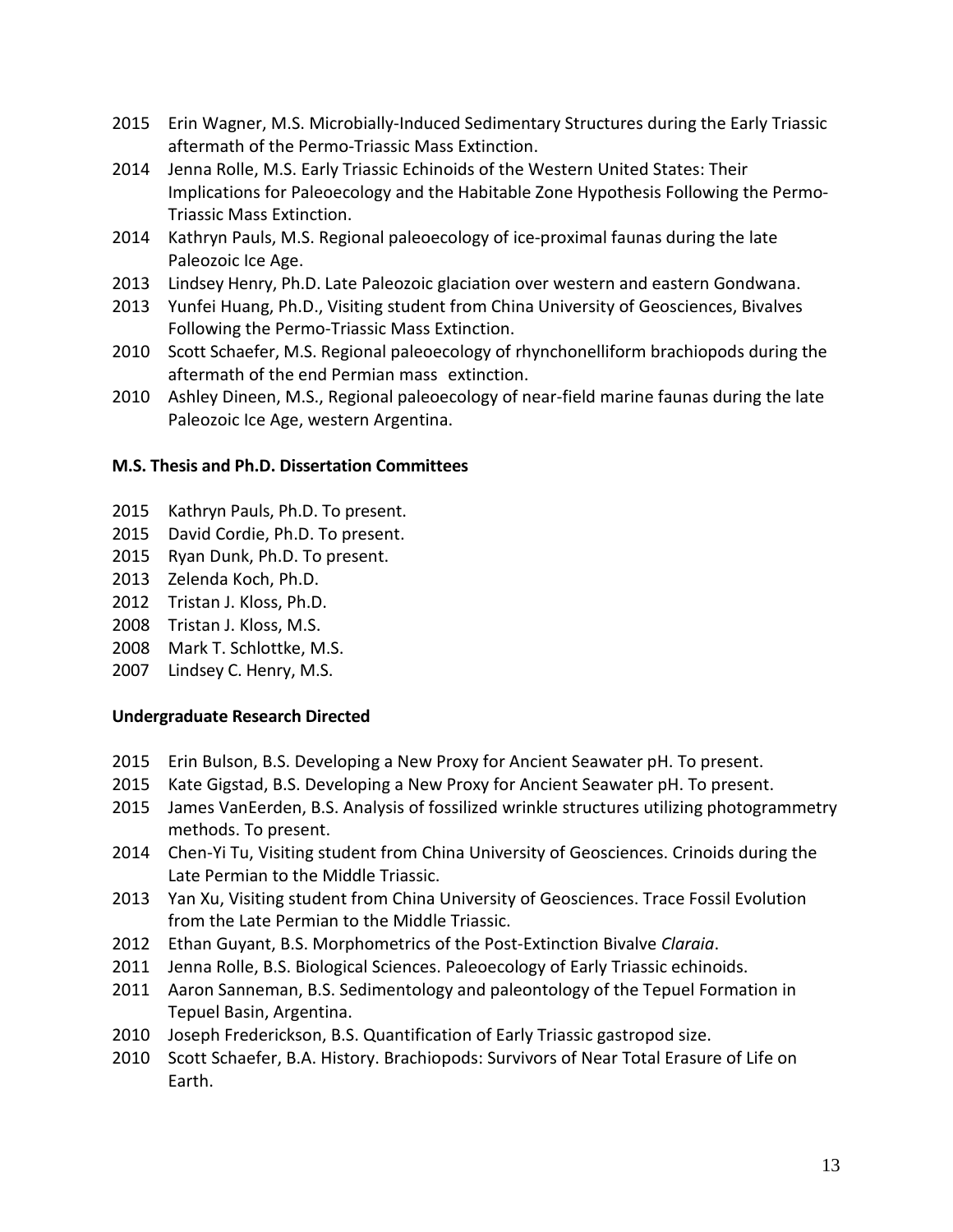2015 Erin Wagner, M.S. Microbially-Induced Sedimentary Structures during the Early Triassic aftermath of the Permo-Triassic Mass Extinction.

2014 Jenna Rolle, M.S. Early Triassic Echinoids of the Western United States: Their Implications for Paleoecology and the Habitable Zone Hypothesis Following the Permo-Triassic Mass Extinction.

2014 Kathryn Pauls, M.S. Regional paleoecology of ice-proximal faunas during the late Paleozoic Ice Age.

2013 Lindsey Henry, Ph.D. Late Paleozoic glaciation over western and eastern Gondwana.

2013 Yunfei Huang, Ph.D., Visiting student from China University of Geosciences, Bivalves Following the Permo-Triassic Mass Extinction.

2010 Scott Schaefer, M.S. Regional paleoecology of rhynchonelliform brachiopods during the aftermath of the end Permian mass extinction.

2010 Ashley Dineen, M.S., Regional paleoecology of near-field marine faunas during the late Paleozoic Ice Age, western Argentina.

**M.S. Thesis and Ph.D. Dissertation Committees**

2015 Kathryn Pauls, Ph.D. To present.

2015 David Cordie, Ph.D. To present.

2015 Ryan Dunk, Ph.D. To present.

2013 Zelenda Koch, Ph.D.

2012 Tristan J. Kloss, Ph.D.

2008 Tristan J. Kloss, M.S.

2008 Mark T. Schlottke, M.S.

2007 Lindsey C. Henry, M.S.

**Undergraduate Research Directed**

2015 Erin Bulson, B.S. Developing a New Proxy for Ancient Seawater pH. To present.

2015 Kate Gigstad, B.S. Developing a New Proxy for Ancient Seawater pH. To present.

2015 James VanEerden, B.S. Analysis of fossilized wrinkle structures utilizing photogrammetry methods. To present.

2014 Chen-Yi Tu, Visiting student from China University of Geosciences. Crinoids during the Late Permian to the Middle Triassic.

2013 Yan Xu, Visiting student from China University of Geosciences. Trace Fossil Evolution from the Late Permian to the Middle Triassic.

2012 Ethan Guyant, B.S. Morphometrics of the Post-Extinction Bivalve *Claraia*.

2011 Jenna Rolle, B.S. Biological Sciences. Paleoecology of Early Triassic echinoids.

2011 Aaron Sanneman, B.S. Sedimentology and paleontology of the Tepuel Formation in Tepuel Basin, Argentina.

2010 Joseph Frederickson, B.S. Quantification of Early Triassic gastropod size.

2010 Scott Schaefer, B.A. History. Brachiopods: Survivors of Near Total Erasure of Life on Earth.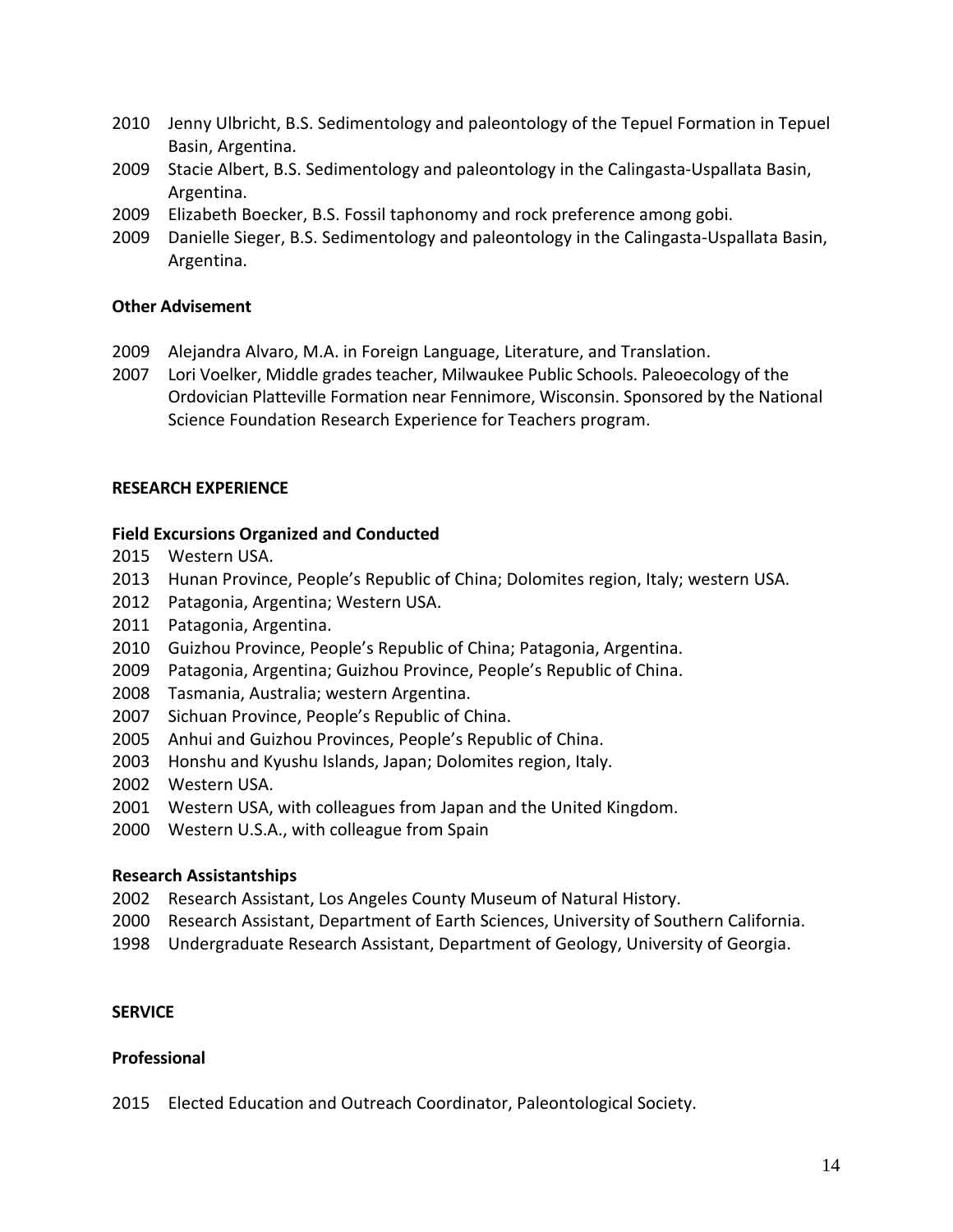2010 Jenny Ulbricht, B.S. Sedimentology and paleontology of the Tepuel Formation in Tepuel Basin, Argentina.

2009 Stacie Albert, B.S. Sedimentology and paleontology in the Calingasta-Uspallata Basin, Argentina.

2009 Elizabeth Boecker, B.S. Fossil taphonomy and rock preference among gobi.

2009 Danielle Sieger, B.S. Sedimentology and paleontology in the Calingasta-Uspallata Basin, Argentina.

### Other Advisement

2009 Alejandra Alvaro, M.A. in Foreign Language, Literature, and Translation.

2007 Lori Voelker, Middle grades teacher, Milwaukee Public Schools. Paleoecology of the Ordovician Platteville Formation near Fennimore, Wisconsin. Sponsored by the National Science Foundation Research Experience for Teachers program.

## RESEARCH EXPERIENCE

### Field Excursions Organized and Conducted

2015 Western USA.

2013 Hunan Province, People's Republic of China; Dolomites region, Italy; western USA.

2012 Patagonia, Argentina; Western USA.

2011 Patagonia, Argentina.

2010 Guizhou Province, People's Republic of China; Patagonia, Argentina.

2009 Patagonia, Argentina; Guizhou Province, People's Republic of China.

2008 Tasmania, Australia; western Argentina.

2007 Sichuan Province, People's Republic of China.

2005 Anhui and Guizhou Provinces, People's Republic of China.

2003 Honshu and Kyushu Islands, Japan; Dolomites region, Italy.

2002 Western USA.

2001 Western USA, with colleagues from Japan and the United Kingdom.

2000 Western U.S.A., with colleague from Spain

### Research Assistantships

2002 Research Assistant, Los Angeles County Museum of Natural History.

2000 Research Assistant, Department of Earth Sciences, University of Southern California.

1998 Undergraduate Research Assistant, Department of Geology, University of Georgia.

## SERVICE

### Professional

2015 Elected Education and Outreach Coordinator, Paleontological Society.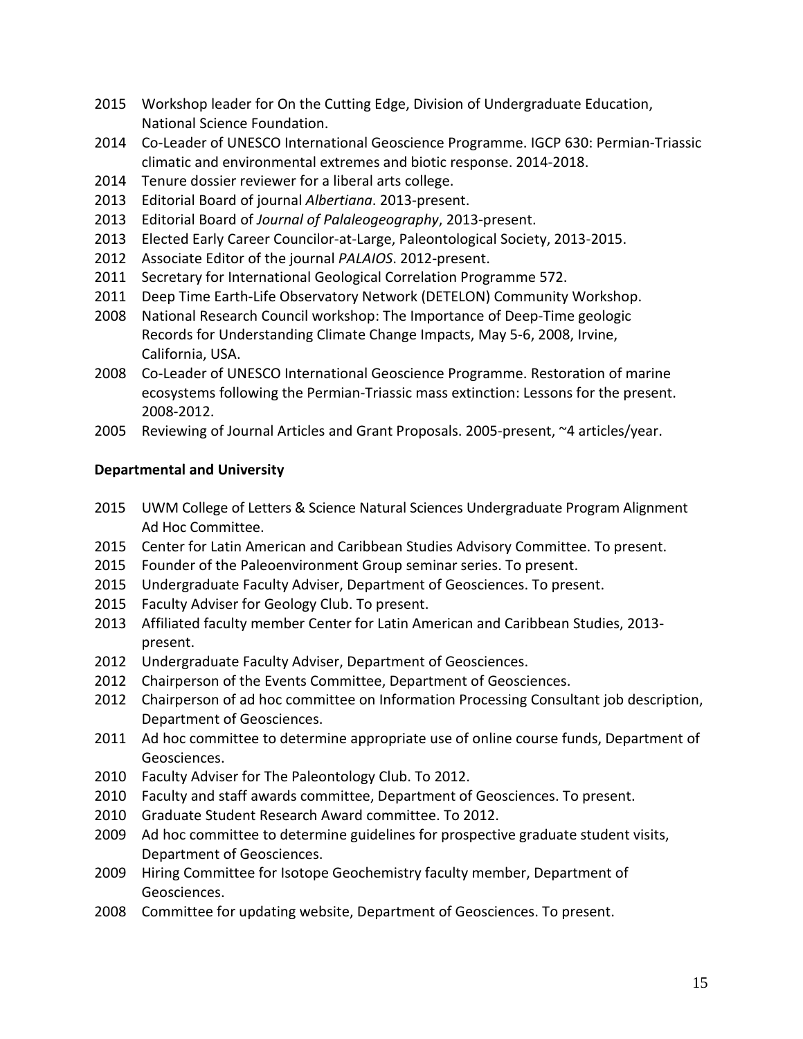2015 Workshop leader for On the Cutting Edge, Division of Undergraduate Education, National Science Foundation.

2014 Co-Leader of UNESCO International Geoscience Programme. IGCP 630: Permian-Triassic climatic and environmental extremes and biotic response. 2014-2018.

2014 Tenure dossier reviewer for a liberal arts college.

2013 Editorial Board of journal *Albertiana*. 2013-present.

2013 Editorial Board of *Journal of Palaleogeography*, 2013-present.

2013 Elected Early Career Councilor-at-Large, Paleontological Society, 2013-2015.

2012 Associate Editor of the journal *PALAIOS*. 2012-present.

2011 Secretary for International Geological Correlation Programme 572.

2011 Deep Time Earth-Life Observatory Network (DETELON) Community Workshop.

2008 National Research Council workshop: The Importance of Deep-Time geologic Records for Understanding Climate Change Impacts, May 5-6, 2008, Irvine, California, USA.

2008 Co-Leader of UNESCO International Geoscience Programme. Restoration of marine ecosystems following the Permian-Triassic mass extinction: Lessons for the present. 2008-2012.

2005 Reviewing of Journal Articles and Grant Proposals. 2005-present, ~4 articles/year.

**Departmental and University**

2015 UWM College of Letters & Science Natural Sciences Undergraduate Program Alignment Ad Hoc Committee.

2015 Center for Latin American and Caribbean Studies Advisory Committee. To present.

2015 Founder of the Paleoenvironment Group seminar series. To present.

2015 Undergraduate Faculty Adviser, Department of Geosciences. To present.

2015 Faculty Adviser for Geology Club. To present.

2013 Affiliated faculty member Center for Latin American and Caribbean Studies, 2013-present.

2012 Undergraduate Faculty Adviser, Department of Geosciences.

2012 Chairperson of the Events Committee, Department of Geosciences.

2012 Chairperson of ad hoc committee on Information Processing Consultant job description, Department of Geosciences.

2011 Ad hoc committee to determine appropriate use of online course funds, Department of Geosciences.

2010 Faculty Adviser for The Paleontology Club. To 2012.

2010 Faculty and staff awards committee, Department of Geosciences. To present.

2010 Graduate Student Research Award committee. To 2012.

2009 Ad hoc committee to determine guidelines for prospective graduate student visits, Department of Geosciences.

2009 Hiring Committee for Isotope Geochemistry faculty member, Department of Geosciences.

2008 Committee for updating website, Department of Geosciences. To present.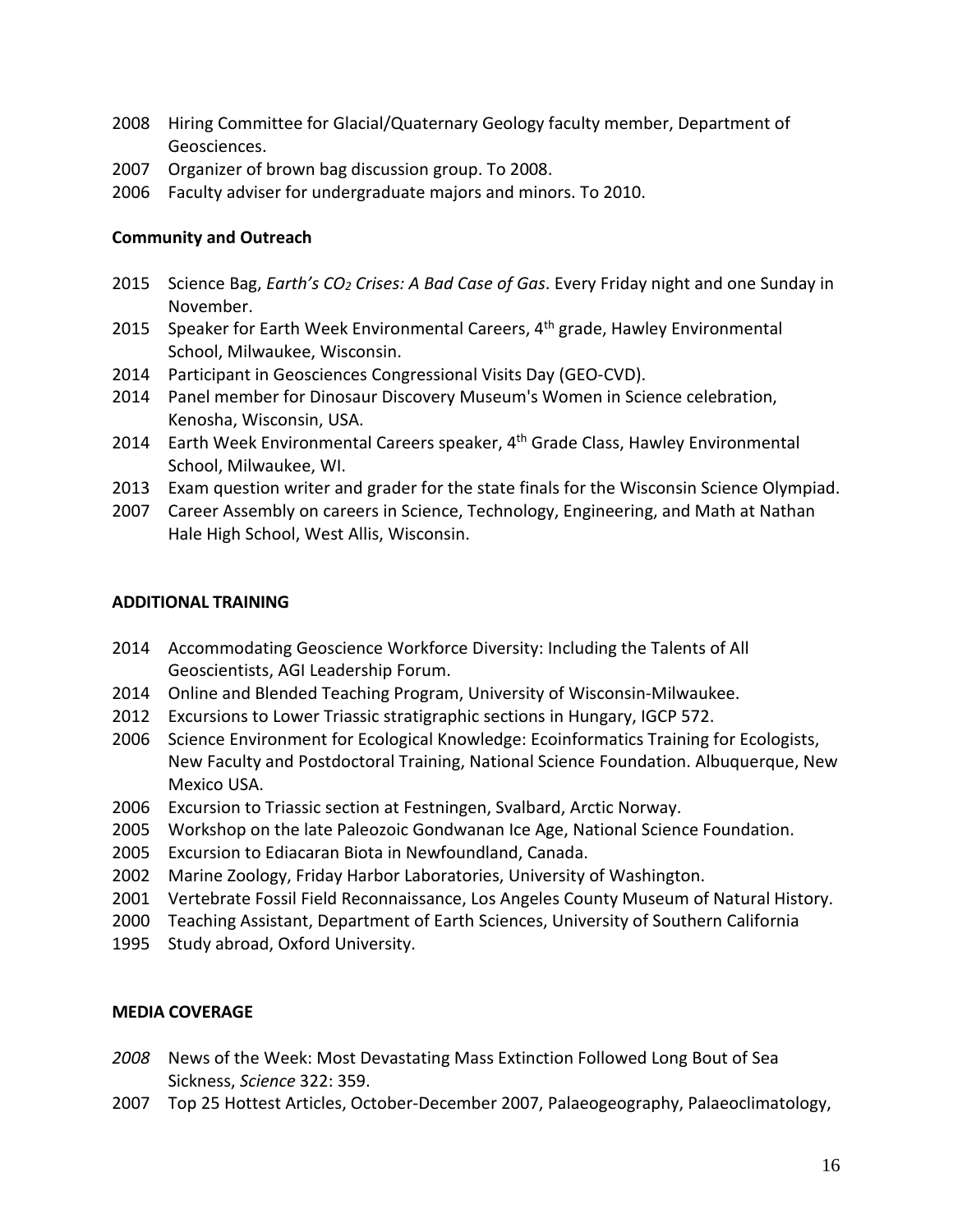2008 Hiring Committee for Glacial/Quaternary Geology faculty member, Department of Geosciences.

2007 Organizer of brown bag discussion group. To 2008.

2006 Faculty adviser for undergraduate majors and minors. To 2010.

**Community and Outreach**

2015 Science Bag, *Earth's $CO_2$ Crises: A Bad Case of Gas*. Every Friday night and one Sunday in November.

2015 Speaker for Earth Week Environmental Careers, 4th grade, Hawley Environmental School, Milwaukee, Wisconsin.

2014 Participant in Geosciences Congressional Visits Day (GEO-CVD).

2014 Panel member for Dinosaur Discovery Museum's Women in Science celebration, Kenosha, Wisconsin, USA.

2014 Earth Week Environmental Careers speaker, 4th Grade Class, Hawley Environmental School, Milwaukee, WI.

2013 Exam question writer and grader for the state finals for the Wisconsin Science Olympiad.

2007 Career Assembly on careers in Science, Technology, Engineering, and Math at Nathan Hale High School, West Allis, Wisconsin.

**ADDITIONAL TRAINING**

2014 Accommodating Geoscience Workforce Diversity: Including the Talents of All Geoscientists, AGI Leadership Forum.

2014 Online and Blended Teaching Program, University of Wisconsin-Milwaukee.

2012 Excursions to Lower Triassic stratigraphic sections in Hungary, IGCP 572.

2006 Science Environment for Ecological Knowledge: Ecoinformatics Training for Ecologists, New Faculty and Postdoctoral Training, National Science Foundation. Albuquerque, New Mexico USA.

2006 Excursion to Triassic section at Festningen, Svalbard, Arctic Norway.

2005 Workshop on the late Paleozoic Gondwanan Ice Age, National Science Foundation.

2005 Excursion to Ediacaran Biota in Newfoundland, Canada.

2002 Marine Zoology, Friday Harbor Laboratories, University of Washington.

2001 Vertebrate Fossil Field Reconnaissance, Los Angeles County Museum of Natural History.

2000 Teaching Assistant, Department of Earth Sciences, University of Southern California

1995 Study abroad, Oxford University.

**MEDIA COVERAGE**

*2008* News of the Week: Most Devastating Mass Extinction Followed Long Bout of Sea Sickness, *Science* 322: 359.

2007 Top 25 Hottest Articles, October-December 2007, Palaeogeography, Palaeoclimatology,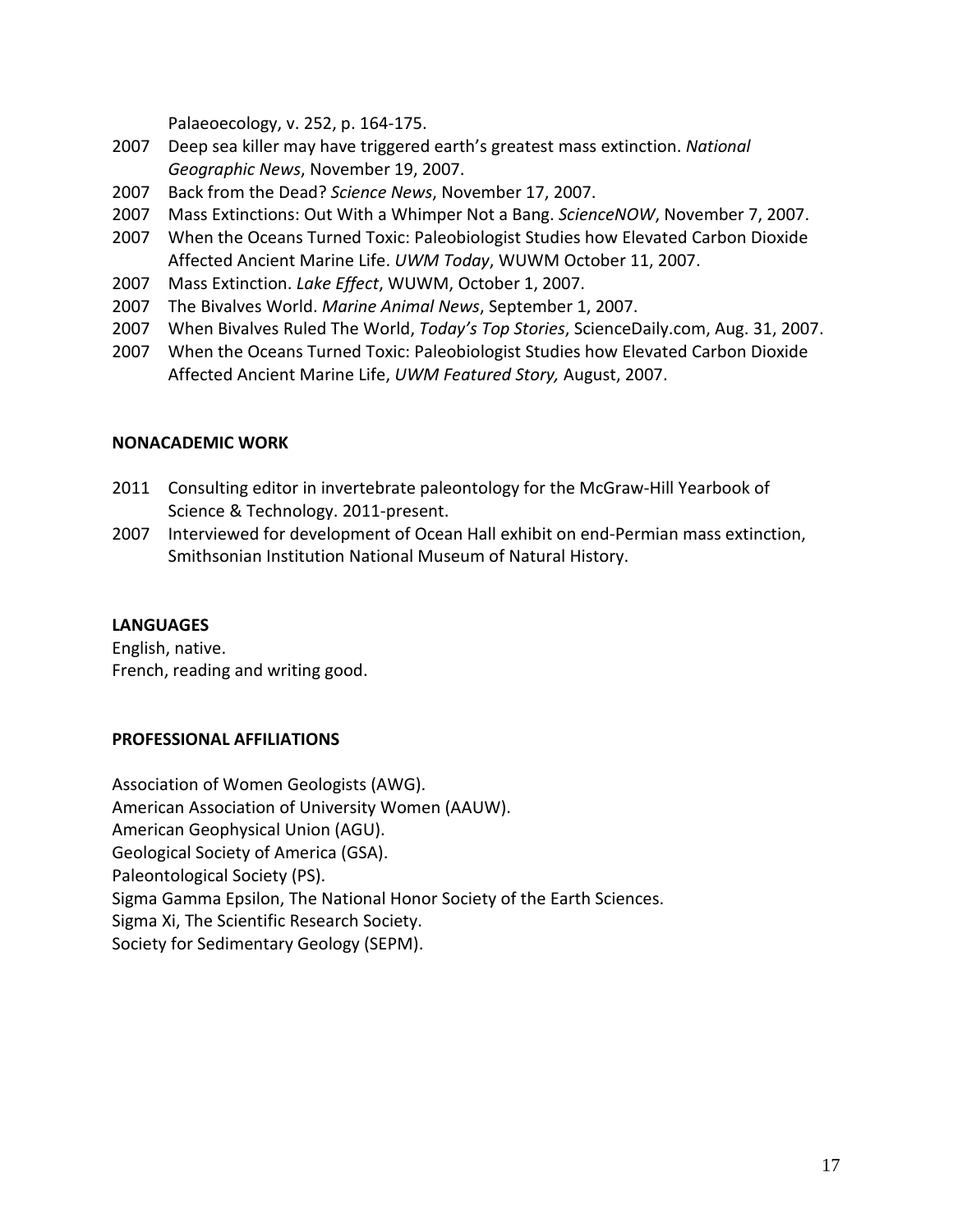Palaeoecology, v. 252, p. 164-175.

2007 Deep sea killer may have triggered earth's greatest mass extinction. *National Geographic News*, November 19, 2007.

2007 Back from the Dead? *Science News*, November 17, 2007.

2007 Mass Extinctions: Out With a Whimper Not a Bang. *ScienceNOW*, November 7, 2007.

2007 When the Oceans Turned Toxic: Paleobiologist Studies how Elevated Carbon Dioxide Affected Ancient Marine Life. *UWM Today*, WUWM October 11, 2007.

2007 Mass Extinction. *Lake Effect*, WUWM, October 1, 2007.

2007 The Bivalves World. *Marine Animal News*, September 1, 2007.

2007 When Bivalves Ruled The World, *Today's Top Stories*, ScienceDaily.com, Aug. 31, 2007.

2007 When the Oceans Turned Toxic: Paleobiologist Studies how Elevated Carbon Dioxide Affected Ancient Marine Life, *UWM Featured Story,* August, 2007.

**NONACADEMIC WORK**

2011 Consulting editor in invertebrate paleontology for the McGraw-Hill Yearbook of Science & Technology. 2011-present.

2007 Interviewed for development of Ocean Hall exhibit on end-Permian mass extinction, Smithsonian Institution National Museum of Natural History.

**LANGUAGES**

English, native.
French, reading and writing good.

**PROFESSIONAL AFFILIATIONS**

Association of Women Geologists (AWG).
American Association of University Women (AAUW).
American Geophysical Union (AGU).
Geological Society of America (GSA).
Paleontological Society (PS).
Sigma Gamma Epsilon, The National Honor Society of the Earth Sciences.
Sigma Xi, The Scientific Research Society.
Society for Sedimentary Geology (SEPM).